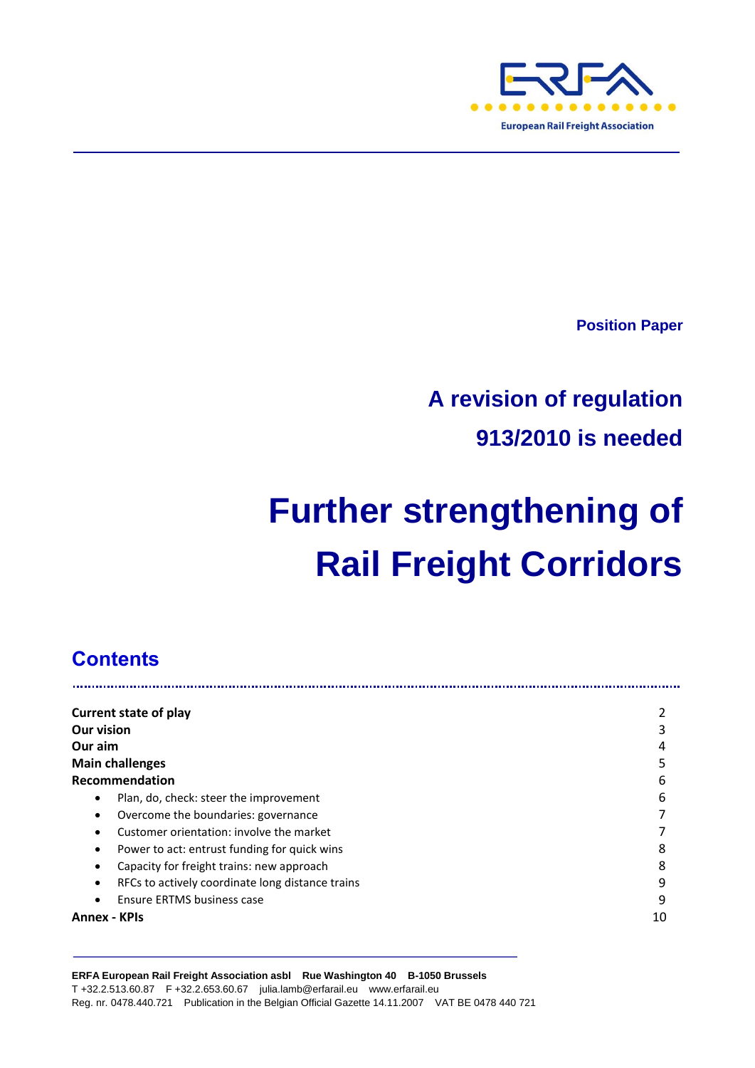European Rail Freight Association

**Position Paper**

## A revision of regulation 913/2010 is needed

# Further strengthening of Rail Freight Corridors

## Contents

| | |
|---|---|
| **Current state of play** | 2 |
| **Our vision** | 3 |
| **Our aim** | 4 |
| **Main challenges** | 5 |
| **Recommendation** | 6 |
| • Plan, do, check: steer the improvement | 6 |
| • Overcome the boundaries: governance | 7 |
| • Customer orientation: involve the market | 7 |
| • Power to act: entrust funding for quick wins | 8 |
| • Capacity for freight trains: new approach | 8 |
| • RFCs to actively coordinate long distance trains | 9 |
| • Ensure ERTMS business case | 9 |
| **Annex - KPIs** | 10 |

**ERFA European Rail Freight Association asbl Rue Washington 40 B-1050 Brussels**
T +32.2.513.60.87 F +32.2.653.60.67 julia.lamb@erfarail.eu www.erfarail.eu
Reg. nr. 0478.440.721 Publication in the Belgian Official Gazette 14.11.2007 VAT BE 0478 440 721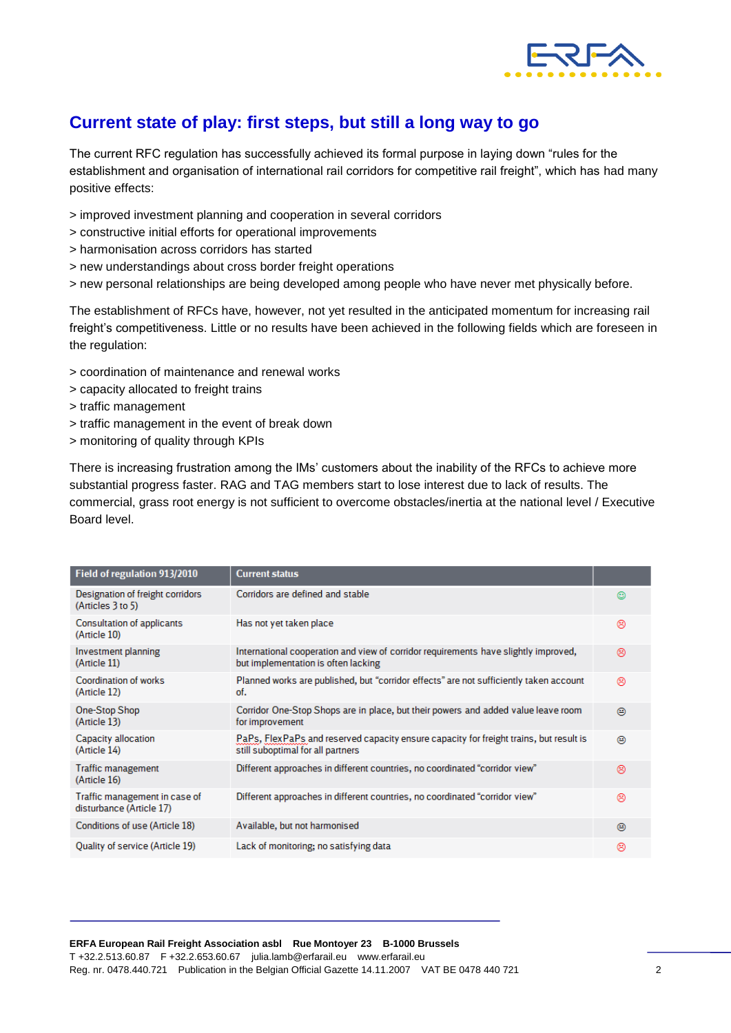## Current state of play: first steps, but still a long way to go

The current RFC regulation has successfully achieved its formal purpose in laying down "rules for the establishment and organisation of international rail corridors for competitive rail freight", which has had many positive effects:

> improved investment planning and cooperation in several corridors
> constructive initial efforts for operational improvements
> harmonisation across corridors has started
> new understandings about cross border freight operations
> new personal relationships are being developed among people who have never met physically before.

The establishment of RFCs have, however, not yet resulted in the anticipated momentum for increasing rail freight's competitiveness. Little or no results have been achieved in the following fields which are foreseen in the regulation:

> coordination of maintenance and renewal works
> capacity allocated to freight trains
> traffic management
> traffic management in the event of break down
> monitoring of quality through KPIs

There is increasing frustration among the IMs' customers about the inability of the RFCs to achieve more substantial progress faster. RAG and TAG members start to lose interest due to lack of results. The commercial, grass root energy is not sufficient to overcome obstacles/inertia at the national level / Executive Board level.

| Field of regulation 913/2010 | Current status | |
|---|---|---|
| Designation of freight corridors (Articles 3 to 5) | Corridors are defined and stable | ☺ |
| Consultation of applicants (Article 10) | Has not yet taken place | ☹ |
| Investment planning (Article 11) | International cooperation and view of corridor requirements have slightly improved, but implementation is often lacking | ☹ |
| Coordination of works (Article 12) | Planned works are published, but "corridor effects" are not sufficiently taken account of. | ☹ |
| One-Stop Shop (Article 13) | Corridor One-Stop Shops are in place, but their powers and added value leave room for improvement | 😐 |
| Capacity allocation (Article 14) | PaPs, FlexPaPs and reserved capacity ensure capacity for freight trains, but result is still suboptimal for all partners | 😐 |
| Traffic management (Article 16) | Different approaches in different countries, no coordinated "corridor view" | ☹ |
| Traffic management in case of disturbance (Article 17) | Different approaches in different countries, no coordinated "corridor view" | ☹ |
| Conditions of use (Article 18) | Available, but not harmonised | 😐 |
| Quality of service (Article 19) | Lack of monitoring; no satisfying data | ☹ |

**ERFA European Rail Freight Association asbl Rue Montoyer 23 B-1000 Brussels**
T +32.2.513.60.87 F +32.2.653.60.67 julia.lamb@erfarail.eu www.erfarail.eu
Reg. nr. 0478.440.721 Publication in the Belgian Official Gazette 14.11.2007 VAT BE 0478 440 721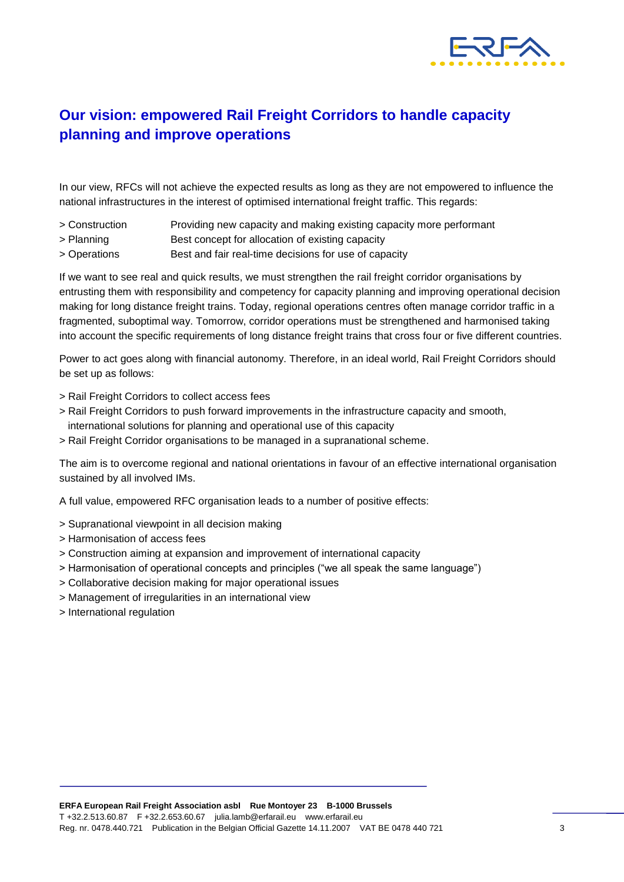## Our vision: empowered Rail Freight Corridors to handle capacity planning and improve operations

In our view, RFCs will not achieve the expected results as long as they are not empowered to influence the national infrastructures in the interest of optimised international freight traffic. This regards:

> Construction Providing new capacity and making existing capacity more performant
> Planning Best concept for allocation of existing capacity
> Operations Best and fair real-time decisions for use of capacity

If we want to see real and quick results, we must strengthen the rail freight corridor organisations by entrusting them with responsibility and competency for capacity planning and improving operational decision making for long distance freight trains. Today, regional operations centres often manage corridor traffic in a fragmented, suboptimal way. Tomorrow, corridor operations must be strengthened and harmonised taking into account the specific requirements of long distance freight trains that cross four or five different countries.

Power to act goes along with financial autonomy. Therefore, in an ideal world, Rail Freight Corridors should be set up as follows:

> Rail Freight Corridors to collect access fees
> Rail Freight Corridors to push forward improvements in the infrastructure capacity and smooth, international solutions for planning and operational use of this capacity
> Rail Freight Corridor organisations to be managed in a supranational scheme.

The aim is to overcome regional and national orientations in favour of an effective international organisation sustained by all involved IMs.

A full value, empowered RFC organisation leads to a number of positive effects:

> Supranational viewpoint in all decision making
> Harmonisation of access fees
> Construction aiming at expansion and improvement of international capacity
> Harmonisation of operational concepts and principles ("we all speak the same language")
> Collaborative decision making for major operational issues
> Management of irregularities in an international view
> International regulation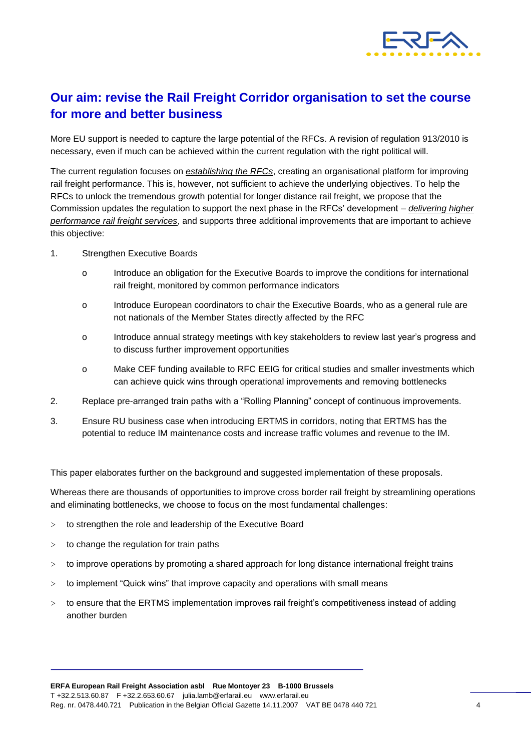## Our aim: revise the Rail Freight Corridor organisation to set the course for more and better business

More EU support is needed to capture the large potential of the RFCs. A revision of regulation 913/2010 is necessary, even if much can be achieved within the current regulation with the right political will.

The current regulation focuses on *establishing the RFCs*, creating an organisational platform for improving rail freight performance. This is, however, not sufficient to achieve the underlying objectives. To help the RFCs to unlock the tremendous growth potential for longer distance rail freight, we propose that the Commission updates the regulation to support the next phase in the RFCs' development – *delivering higher performance rail freight services*, and supports three additional improvements that are important to achieve this objective:

1. Strengthen Executive Boards
   - Introduce an obligation for the Executive Boards to improve the conditions for international rail freight, monitored by common performance indicators
   - Introduce European coordinators to chair the Executive Boards, who as a general rule are not nationals of the Member States directly affected by the RFC
   - Introduce annual strategy meetings with key stakeholders to review last year's progress and to discuss further improvement opportunities
   - Make CEF funding available to RFC EEIG for critical studies and smaller investments which can achieve quick wins through operational improvements and removing bottlenecks
2. Replace pre-arranged train paths with a "Rolling Planning" concept of continuous improvements.
3. Ensure RU business case when introducing ERTMS in corridors, noting that ERTMS has the potential to reduce IM maintenance costs and increase traffic volumes and revenue to the IM.

This paper elaborates further on the background and suggested implementation of these proposals.

Whereas there are thousands of opportunities to improve cross border rail freight by streamlining operations and eliminating bottlenecks, we choose to focus on the most fundamental challenges:

- to strengthen the role and leadership of the Executive Board
- to change the regulation for train paths
- to improve operations by promoting a shared approach for long distance international freight trains
- to implement "Quick wins" that improve capacity and operations with small means
- to ensure that the ERTMS implementation improves rail freight's competitiveness instead of adding another burden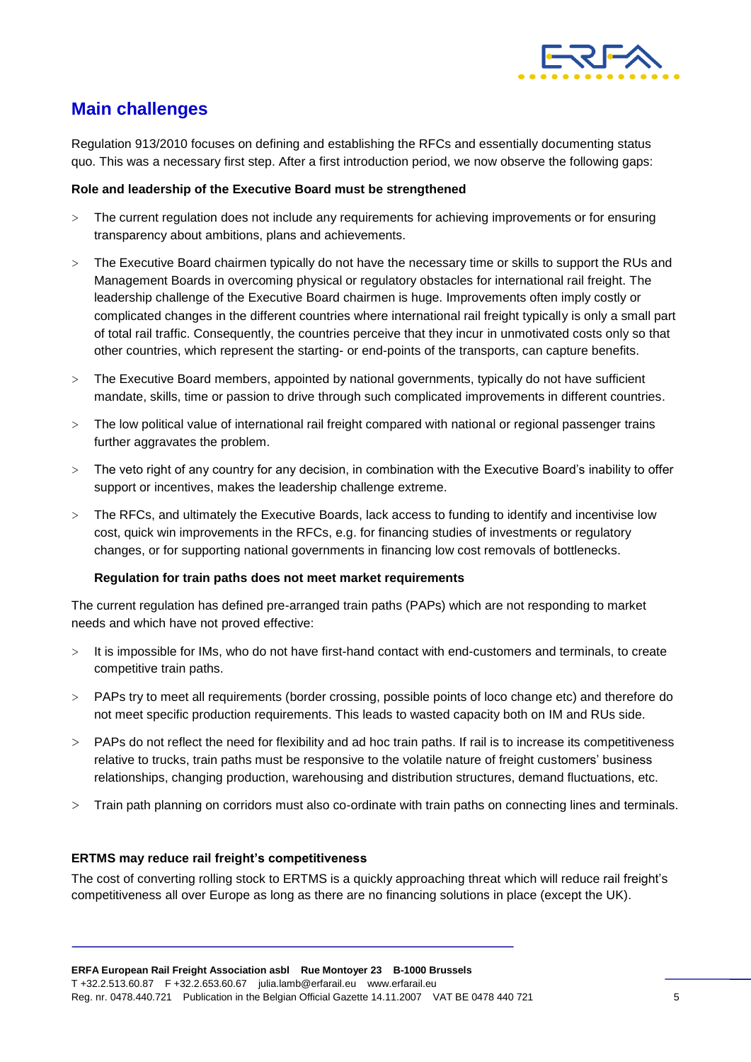## Main challenges

Regulation 913/2010 focuses on defining and establishing the RFCs and essentially documenting status quo. This was a necessary first step. After a first introduction period, we now observe the following gaps:

**Role and leadership of the Executive Board must be strengthened**

- The current regulation does not include any requirements for achieving improvements or for ensuring transparency about ambitions, plans and achievements.
- The Executive Board chairmen typically do not have the necessary time or skills to support the RUs and Management Boards in overcoming physical or regulatory obstacles for international rail freight. The leadership challenge of the Executive Board chairmen is huge. Improvements often imply costly or complicated changes in the different countries where international rail freight typically is only a small part of total rail traffic. Consequently, the countries perceive that they incur in unmotivated costs only so that other countries, which represent the starting- or end-points of the transports, can capture benefits.
- The Executive Board members, appointed by national governments, typically do not have sufficient mandate, skills, time or passion to drive through such complicated improvements in different countries.
- The low political value of international rail freight compared with national or regional passenger trains further aggravates the problem.
- The veto right of any country for any decision, in combination with the Executive Board's inability to offer support or incentives, makes the leadership challenge extreme.
- The RFCs, and ultimately the Executive Boards, lack access to funding to identify and incentivise low cost, quick win improvements in the RFCs, e.g. for financing studies of investments or regulatory changes, or for supporting national governments in financing low cost removals of bottlenecks.

**Regulation for train paths does not meet market requirements**

The current regulation has defined pre-arranged train paths (PAPs) which are not responding to market needs and which have not proved effective:

- It is impossible for IMs, who do not have first-hand contact with end-customers and terminals, to create competitive train paths.
- PAPs try to meet all requirements (border crossing, possible points of loco change etc) and therefore do not meet specific production requirements. This leads to wasted capacity both on IM and RUs side.
- PAPs do not reflect the need for flexibility and ad hoc train paths. If rail is to increase its competitiveness relative to trucks, train paths must be responsive to the volatile nature of freight customers' business relationships, changing production, warehousing and distribution structures, demand fluctuations, etc.
- Train path planning on corridors must also co-ordinate with train paths on connecting lines and terminals.

**ERTMS may reduce rail freight's competitiveness**

The cost of converting rolling stock to ERTMS is a quickly approaching threat which will reduce rail freight's competitiveness all over Europe as long as there are no financing solutions in place (except the UK).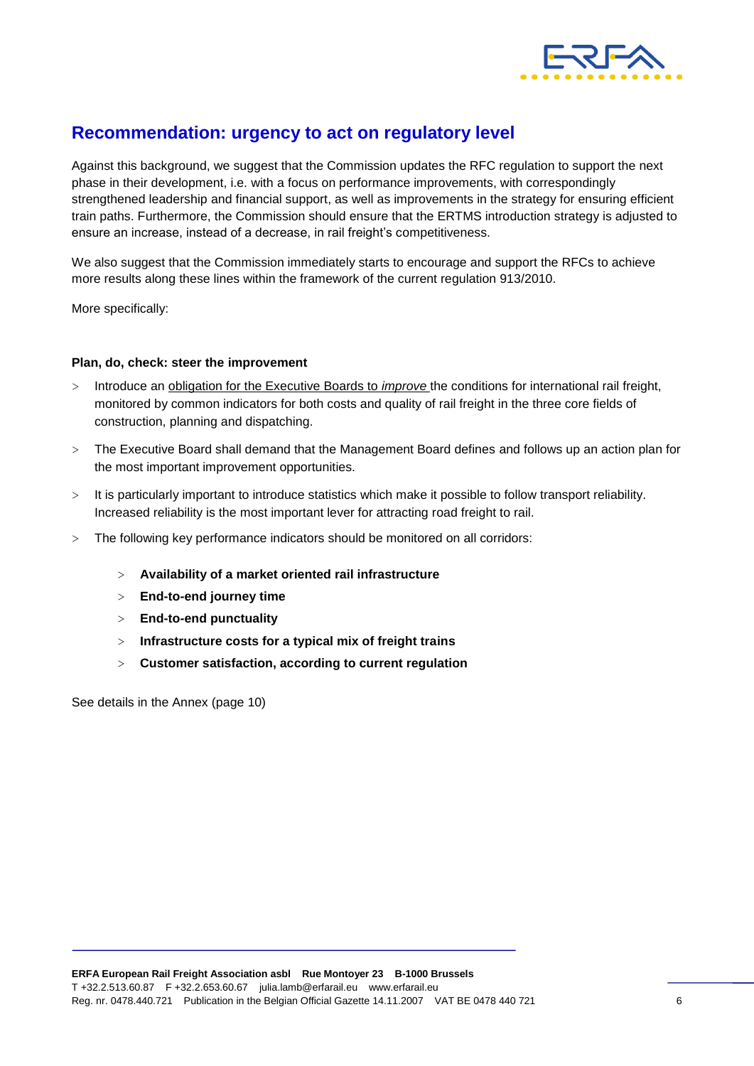## Recommendation: urgency to act on regulatory level

Against this background, we suggest that the Commission updates the RFC regulation to support the next phase in their development, i.e. with a focus on performance improvements, with correspondingly strengthened leadership and financial support, as well as improvements in the strategy for ensuring efficient train paths. Furthermore, the Commission should ensure that the ERTMS introduction strategy is adjusted to ensure an increase, instead of a decrease, in rail freight's competitiveness.

We also suggest that the Commission immediately starts to encourage and support the RFCs to achieve more results along these lines within the framework of the current regulation 913/2010.

More specifically:

**Plan, do, check: steer the improvement**

- Introduce an obligation for the Executive Boards to *improve* the conditions for international rail freight, monitored by common indicators for both costs and quality of rail freight in the three core fields of construction, planning and dispatching.
- The Executive Board shall demand that the Management Board defines and follows up an action plan for the most important improvement opportunities.
- It is particularly important to introduce statistics which make it possible to follow transport reliability. Increased reliability is the most important lever for attracting road freight to rail.
- The following key performance indicators should be monitored on all corridors:
    - **Availability of a market oriented rail infrastructure**
    - **End-to-end journey time**
    - **End-to-end punctuality**
    - **Infrastructure costs for a typical mix of freight trains**
    - **Customer satisfaction, according to current regulation**

See details in the Annex (page 10)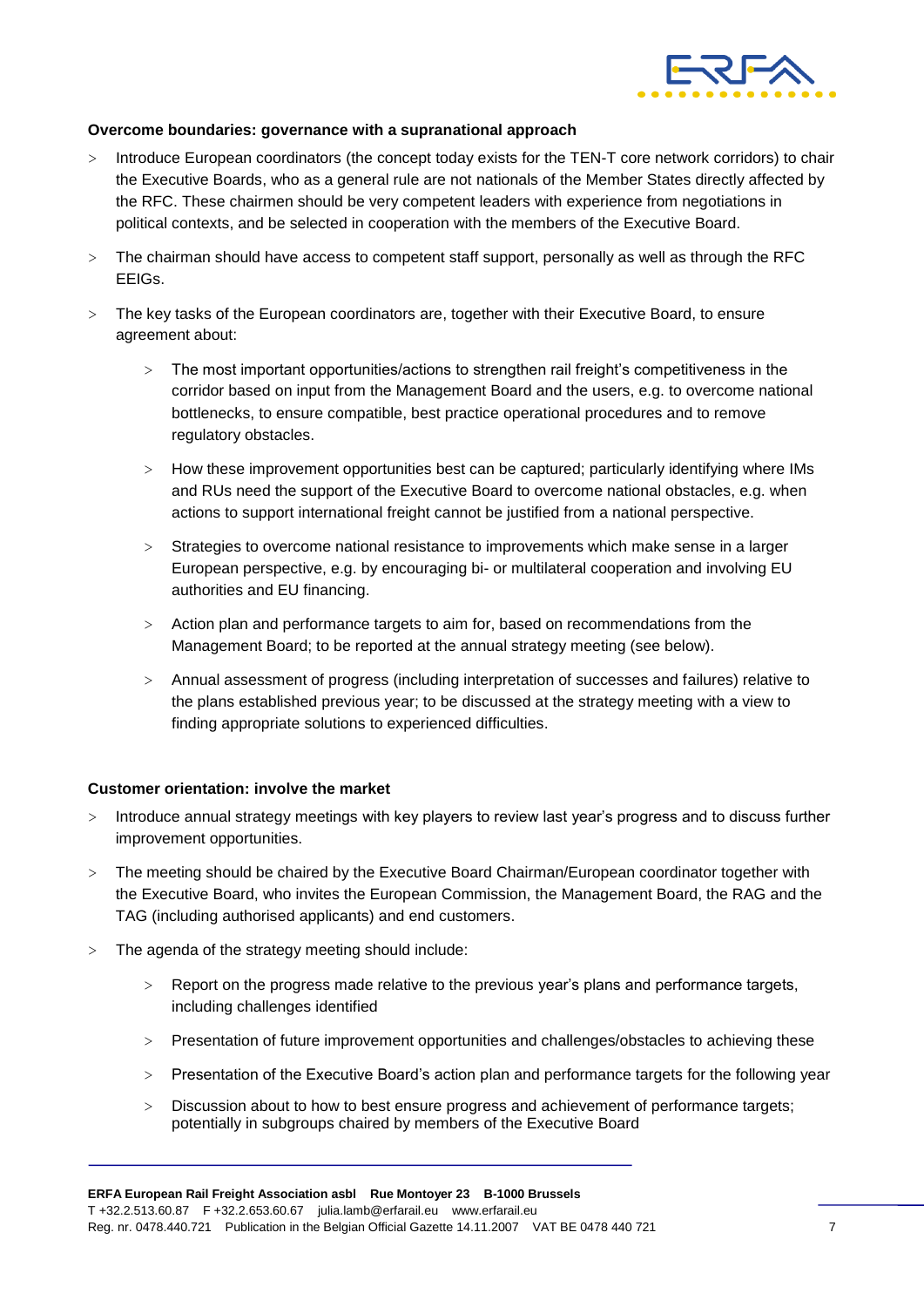**Overcome boundaries: governance with a supranational approach**

- Introduce European coordinators (the concept today exists for the TEN-T core network corridors) to chair the Executive Boards, who as a general rule are not nationals of the Member States directly affected by the RFC. These chairmen should be very competent leaders with experience from negotiations in political contexts, and be selected in cooperation with the members of the Executive Board.
- The chairman should have access to competent staff support, personally as well as through the RFC EEIGs.
- The key tasks of the European coordinators are, together with their Executive Board, to ensure agreement about:
  - The most important opportunities/actions to strengthen rail freight's competitiveness in the corridor based on input from the Management Board and the users, e.g. to overcome national bottlenecks, to ensure compatible, best practice operational procedures and to remove regulatory obstacles.
  - How these improvement opportunities best can be captured; particularly identifying where IMs and RUs need the support of the Executive Board to overcome national obstacles, e.g. when actions to support international freight cannot be justified from a national perspective.
  - Strategies to overcome national resistance to improvements which make sense in a larger European perspective, e.g. by encouraging bi- or multilateral cooperation and involving EU authorities and EU financing.
  - Action plan and performance targets to aim for, based on recommendations from the Management Board; to be reported at the annual strategy meeting (see below).
  - Annual assessment of progress (including interpretation of successes and failures) relative to the plans established previous year; to be discussed at the strategy meeting with a view to finding appropriate solutions to experienced difficulties.

**Customer orientation: involve the market**

- Introduce annual strategy meetings with key players to review last year's progress and to discuss further improvement opportunities.
- The meeting should be chaired by the Executive Board Chairman/European coordinator together with the Executive Board, who invites the European Commission, the Management Board, the RAG and the TAG (including authorised applicants) and end customers.
- The agenda of the strategy meeting should include:
  - Report on the progress made relative to the previous year's plans and performance targets, including challenges identified
  - Presentation of future improvement opportunities and challenges/obstacles to achieving these
  - Presentation of the Executive Board's action plan and performance targets for the following year
  - Discussion about to how to best ensure progress and achievement of performance targets; potentially in subgroups chaired by members of the Executive Board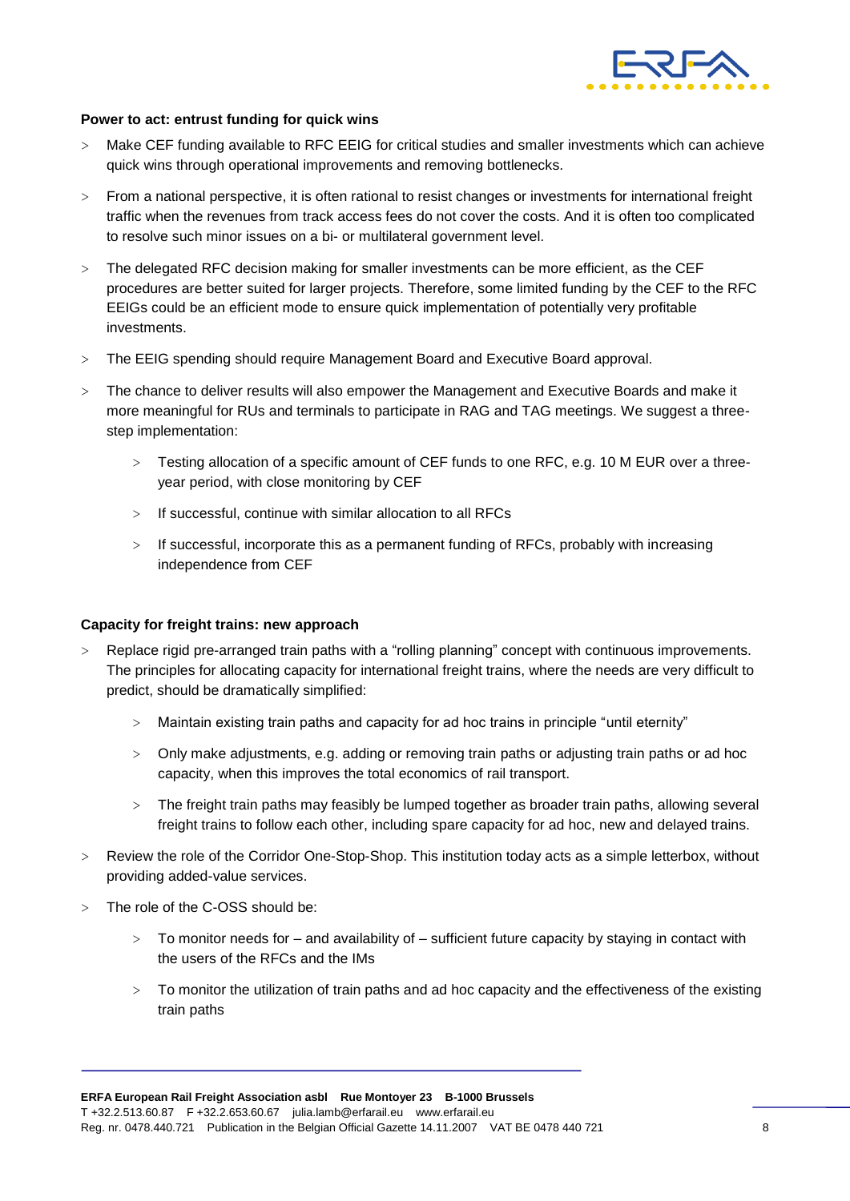**Power to act: entrust funding for quick wins**

- Make CEF funding available to RFC EEIG for critical studies and smaller investments which can achieve quick wins through operational improvements and removing bottlenecks.
- From a national perspective, it is often rational to resist changes or investments for international freight traffic when the revenues from track access fees do not cover the costs. And it is often too complicated to resolve such minor issues on a bi- or multilateral government level.
- The delegated RFC decision making for smaller investments can be more efficient, as the CEF procedures are better suited for larger projects. Therefore, some limited funding by the CEF to the RFC EEIGs could be an efficient mode to ensure quick implementation of potentially very profitable investments.
- The EEIG spending should require Management Board and Executive Board approval.
- The chance to deliver results will also empower the Management and Executive Boards and make it more meaningful for RUs and terminals to participate in RAG and TAG meetings. We suggest a three-step implementation:
    - Testing allocation of a specific amount of CEF funds to one RFC, e.g. 10 M EUR over a three-year period, with close monitoring by CEF
    - If successful, continue with similar allocation to all RFCs
    - If successful, incorporate this as a permanent funding of RFCs, probably with increasing independence from CEF

**Capacity for freight trains: new approach**

- Replace rigid pre-arranged train paths with a "rolling planning" concept with continuous improvements. The principles for allocating capacity for international freight trains, where the needs are very difficult to predict, should be dramatically simplified:
    - Maintain existing train paths and capacity for ad hoc trains in principle "until eternity"
    - Only make adjustments, e.g. adding or removing train paths or adjusting train paths or ad hoc capacity, when this improves the total economics of rail transport.
    - The freight train paths may feasibly be lumped together as broader train paths, allowing several freight trains to follow each other, including spare capacity for ad hoc, new and delayed trains.
- Review the role of the Corridor One-Stop-Shop. This institution today acts as a simple letterbox, without providing added-value services.
- The role of the C-OSS should be:
    - To monitor needs for – and availability of – sufficient future capacity by staying in contact with the users of the RFCs and the IMs
    - To monitor the utilization of train paths and ad hoc capacity and the effectiveness of the existing train paths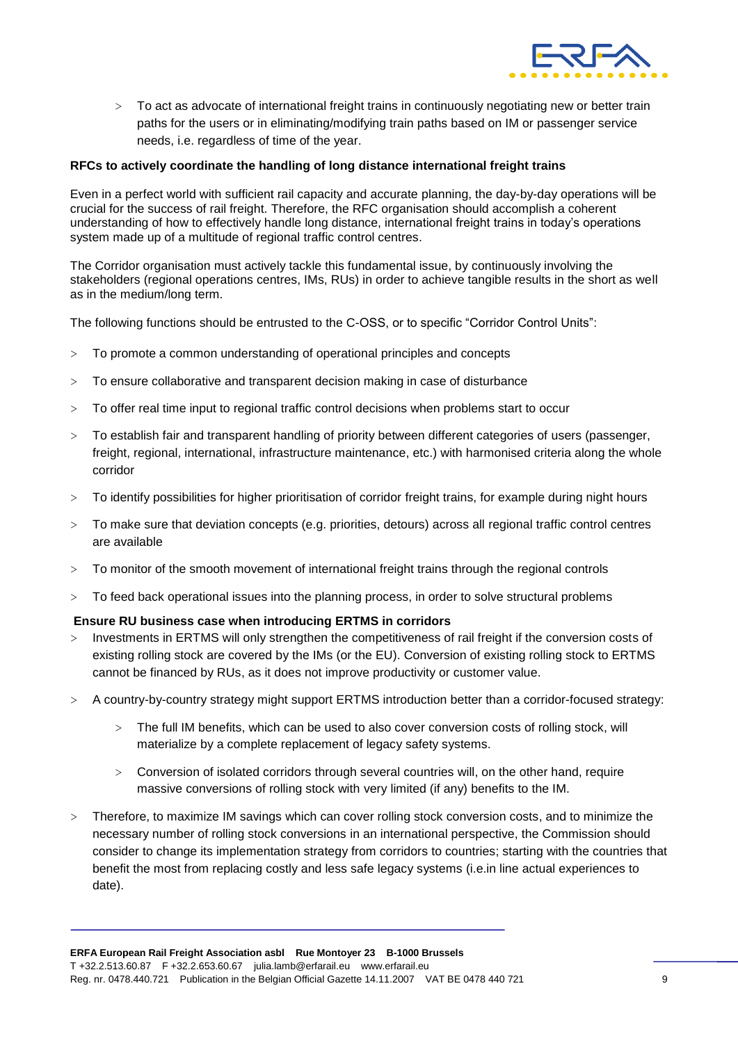- To act as advocate of international freight trains in continuously negotiating new or better train paths for the users or in eliminating/modifying train paths based on IM or passenger service needs, i.e. regardless of time of the year.

**RFCs to actively coordinate the handling of long distance international freight trains**

Even in a perfect world with sufficient rail capacity and accurate planning, the day-by-day operations will be crucial for the success of rail freight. Therefore, the RFC organisation should accomplish a coherent understanding of how to effectively handle long distance, international freight trains in today's operations system made up of a multitude of regional traffic control centres.

The Corridor organisation must actively tackle this fundamental issue, by continuously involving the stakeholders (regional operations centres, IMs, RUs) in order to achieve tangible results in the short as well as in the medium/long term.

The following functions should be entrusted to the C-OSS, or to specific "Corridor Control Units":

- To promote a common understanding of operational principles and concepts
- To ensure collaborative and transparent decision making in case of disturbance
- To offer real time input to regional traffic control decisions when problems start to occur
- To establish fair and transparent handling of priority between different categories of users (passenger, freight, regional, international, infrastructure maintenance, etc.) with harmonised criteria along the whole corridor
- To identify possibilities for higher prioritisation of corridor freight trains, for example during night hours
- To make sure that deviation concepts (e.g. priorities, detours) across all regional traffic control centres are available
- To monitor of the smooth movement of international freight trains through the regional controls
- To feed back operational issues into the planning process, in order to solve structural problems

**Ensure RU business case when introducing ERTMS in corridors**

- Investments in ERTMS will only strengthen the competitiveness of rail freight if the conversion costs of existing rolling stock are covered by the IMs (or the EU). Conversion of existing rolling stock to ERTMS cannot be financed by RUs, as it does not improve productivity or customer value.
- A country-by-country strategy might support ERTMS introduction better than a corridor-focused strategy:
  - The full IM benefits, which can be used to also cover conversion costs of rolling stock, will materialize by a complete replacement of legacy safety systems.
  - Conversion of isolated corridors through several countries will, on the other hand, require massive conversions of rolling stock with very limited (if any) benefits to the IM.
- Therefore, to maximize IM savings which can cover rolling stock conversion costs, and to minimize the necessary number of rolling stock conversions in an international perspective, the Commission should consider to change its implementation strategy from corridors to countries; starting with the countries that benefit the most from replacing costly and less safe legacy systems (i.e.in line actual experiences to date).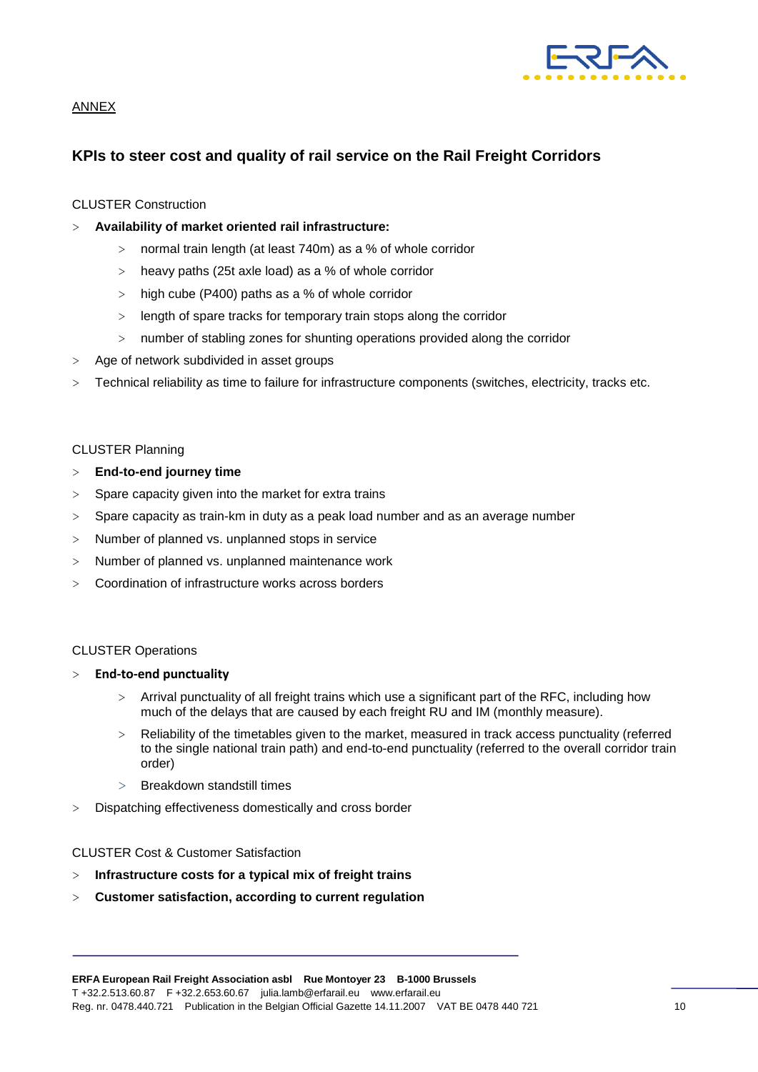ANNEX

## KPIs to steer cost and quality of rail service on the Rail Freight Corridors

CLUSTER Construction

- **Availability of market oriented rail infrastructure:**
  - normal train length (at least 740m) as a % of whole corridor
  - heavy paths (25t axle load) as a % of whole corridor
  - high cube (P400) paths as a % of whole corridor
  - length of spare tracks for temporary train stops along the corridor
  - number of stabling zones for shunting operations provided along the corridor
- Age of network subdivided in asset groups
- Technical reliability as time to failure for infrastructure components (switches, electricity, tracks etc.

CLUSTER Planning

- **End-to-end journey time**
- Spare capacity given into the market for extra trains
- Spare capacity as train-km in duty as a peak load number and as an average number
- Number of planned vs. unplanned stops in service
- Number of planned vs. unplanned maintenance work
- Coordination of infrastructure works across borders

CLUSTER Operations

- **End-to-end punctuality**
  - Arrival punctuality of all freight trains which use a significant part of the RFC, including how much of the delays that are caused by each freight RU and IM (monthly measure).
  - Reliability of the timetables given to the market, measured in track access punctuality (referred to the single national train path) and end-to-end punctuality (referred to the overall corridor train order)
  - Breakdown standstill times
- Dispatching effectiveness domestically and cross border

CLUSTER Cost & Customer Satisfaction

- **Infrastructure costs for a typical mix of freight trains**
- **Customer satisfaction, according to current regulation**

**ERFA European Rail Freight Association asbl Rue Montoyer 23 B-1000 Brussels**
T +32.2.513.60.87 F +32.2.653.60.67 julia.lamb@erfarail.eu www.erfarail.eu
Reg. nr. 0478.440.721 Publication in the Belgian Official Gazette 14.11.2007 VAT BE 0478 440 721